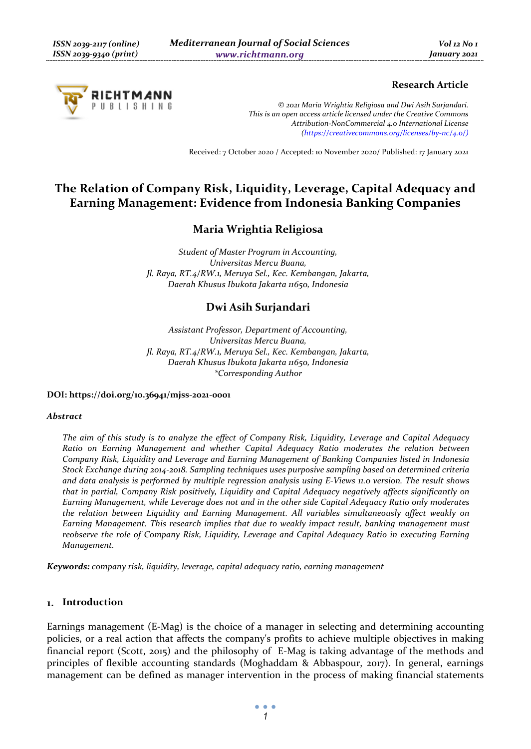**Research Article**

*© 2021 Maria Wrightia Religiosa and Dwi Asih Surjandari.*
*This is an open access article licensed under the Creative Commons Attribution-NonCommercial 4.0 International License (https://creativecommons.org/licenses/by-nc/4.0/)*

Received: 7 October 2020 / Accepted: 10 November 2020/ Published: 17 January 2021

# The Relation of Company Risk, Liquidity, Leverage, Capital Adequacy and Earning Management: Evidence from Indonesia Banking Companies

## Maria Wrightia Religiosa

*Student of Master Program in Accounting,*
*Universitas Mercu Buana,*
*Jl. Raya, RT.4/RW.1, Meruya Sel., Kec. Kembangan, Jakarta,*
*Daerah Khusus Ibukota Jakarta 11650, Indonesia*

## Dwi Asih Surjandari

*Assistant Professor, Department of Accounting,*
*Universitas Mercu Buana,*
*Jl. Raya, RT.4/RW.1, Meruya Sel., Kec. Kembangan, Jakarta,*
*Daerah Khusus Ibukota Jakarta 11650, Indonesia*
*\*Corresponding Author*

**DOI: https://doi.org/10.36941/mjss-2021-0001**

***Abstract***

*The aim of this study is to analyze the effect of Company Risk, Liquidity, Leverage and Capital Adequacy Ratio on Earning Management and whether Capital Adequacy Ratio moderates the relation between Company Risk, Liquidity and Leverage and Earning Management of Banking Companies listed in Indonesia Stock Exchange during 2014-2018. Sampling techniques uses purposive sampling based on determined criteria and data analysis is performed by multiple regression analysis using E-Views 11.0 version. The result shows that in partial, Company Risk positively, Liquidity and Capital Adequacy negatively affects significantly on Earning Management, while Leverage does not and in the other side Capital Adequacy Ratio only moderates the relation between Liquidity and Earning Management. All variables simultaneously affect weakly on Earning Management. This research implies that due to weakly impact result, banking management must reobserve the role of Company Risk, Liquidity, Leverage and Capital Adequacy Ratio in executing Earning Management.*

***Keywords:*** *company risk, liquidity, leverage, capital adequacy ratio, earning management*

## 1. Introduction

Earnings management (E-Mag) is the choice of a manager in selecting and determining accounting policies, or a real action that affects the company's profits to achieve multiple objectives in making financial report (Scott, 2015) and the philosophy of E-Mag is taking advantage of the methods and principles of flexible accounting standards (Moghaddam & Abbaspour, 2017). In general, earnings management can be defined as manager intervention in the process of making financial statements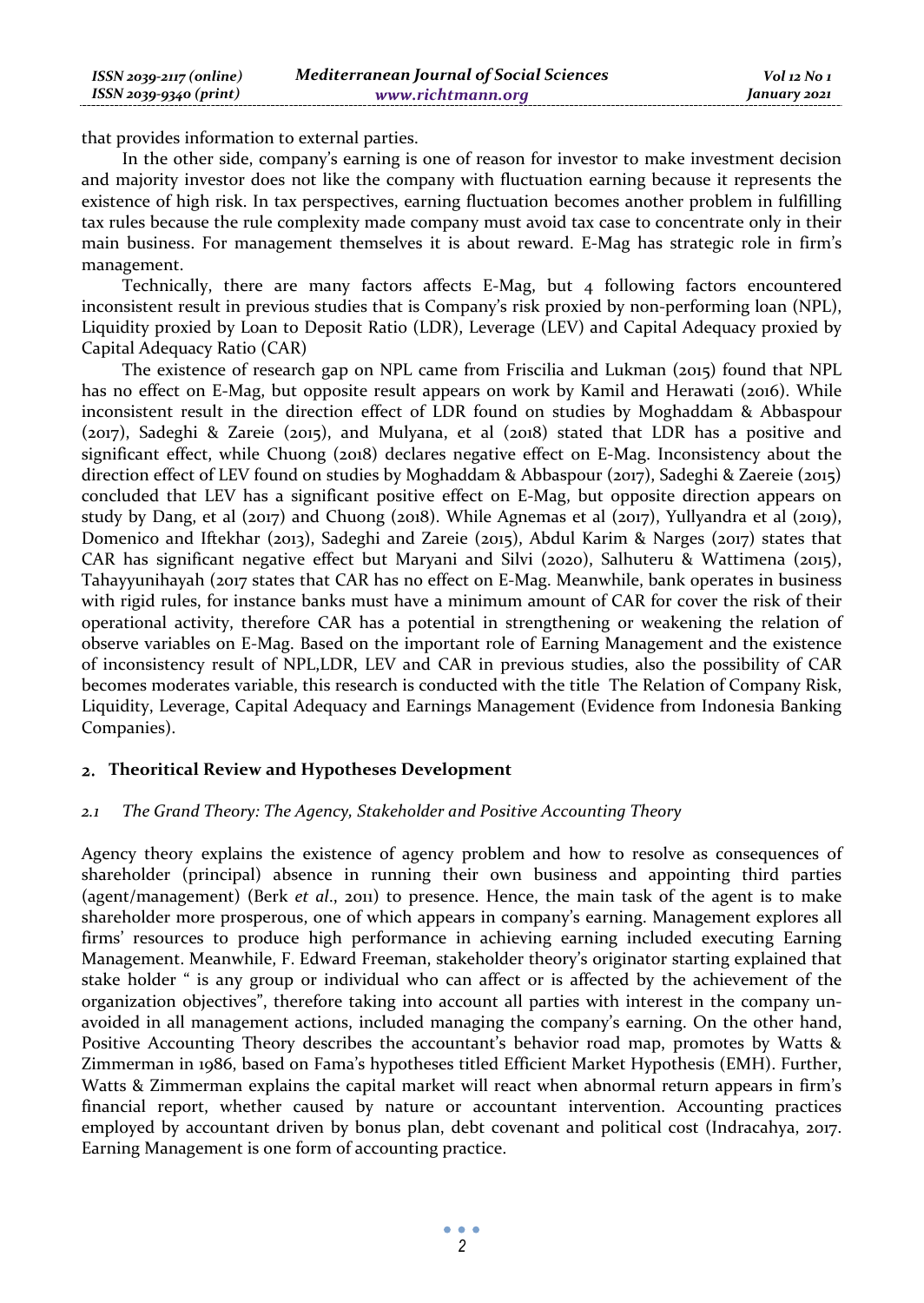that provides information to external parties.

In the other side, company's earning is one of reason for investor to make investment decision and majority investor does not like the company with fluctuation earning because it represents the existence of high risk. In tax perspectives, earning fluctuation becomes another problem in fulfilling tax rules because the rule complexity made company must avoid tax case to concentrate only in their main business. For management themselves it is about reward. E-Mag has strategic role in firm's management.

Technically, there are many factors affects E-Mag, but 4 following factors encountered inconsistent result in previous studies that is Company's risk proxied by non-performing loan (NPL), Liquidity proxied by Loan to Deposit Ratio (LDR), Leverage (LEV) and Capital Adequacy proxied by Capital Adequacy Ratio (CAR)

The existence of research gap on NPL came from Friscilia and Lukman (2015) found that NPL has no effect on E-Mag, but opposite result appears on work by Kamil and Herawati (2016). While inconsistent result in the direction effect of LDR found on studies by Moghaddam & Abbaspour (2017), Sadeghi & Zareie (2015), and Mulyana, et al (2018) stated that LDR has a positive and significant effect, while Chuong (2018) declares negative effect on E-Mag. Inconsistency about the direction effect of LEV found on studies by Moghaddam & Abbaspour (2017), Sadeghi & Zaereie (2015) concluded that LEV has a significant positive effect on E-Mag, but opposite direction appears on study by Dang, et al (2017) and Chuong (2018). While Agnemas et al (2017), Yullyandra et al (2019), Domenico and Iftekhar (2013), Sadeghi and Zareie (2015), Abdul Karim & Narges (2017) states that CAR has significant negative effect but Maryani and Silvi (2020), Salhuteru & Wattimena (2015), Tahayyunihayah (2017 states that CAR has no effect on E-Mag. Meanwhile, bank operates in business with rigid rules, for instance banks must have a minimum amount of CAR for cover the risk of their operational activity, therefore CAR has a potential in strengthening or weakening the relation of observe variables on E-Mag. Based on the important role of Earning Management and the existence of inconsistency result of NPL,LDR, LEV and CAR in previous studies, also the possibility of CAR becomes moderates variable, this research is conducted with the title The Relation of Company Risk, Liquidity, Leverage, Capital Adequacy and Earnings Management (Evidence from Indonesia Banking Companies).

## 2. Theoritical Review and Hypotheses Development

### *2.1 The Grand Theory: The Agency, Stakeholder and Positive Accounting Theory*

Agency theory explains the existence of agency problem and how to resolve as consequences of shareholder (principal) absence in running their own business and appointing third parties (agent/management) (Berk *et al*., 2011) to presence. Hence, the main task of the agent is to make shareholder more prosperous, one of which appears in company's earning. Management explores all firms' resources to produce high performance in achieving earning included executing Earning Management. Meanwhile, F. Edward Freeman, stakeholder theory's originator starting explained that stake holder " is any group or individual who can affect or is affected by the achievement of the organization objectives", therefore taking into account all parties with interest in the company un-avoided in all management actions, included managing the company's earning. On the other hand, Positive Accounting Theory describes the accountant's behavior road map, promotes by Watts & Zimmerman in 1986, based on Fama's hypotheses titled Efficient Market Hypothesis (EMH). Further, Watts & Zimmerman explains the capital market will react when abnormal return appears in firm's financial report, whether caused by nature or accountant intervention. Accounting practices employed by accountant driven by bonus plan, debt covenant and political cost (Indracahya, 2017. Earning Management is one form of accounting practice.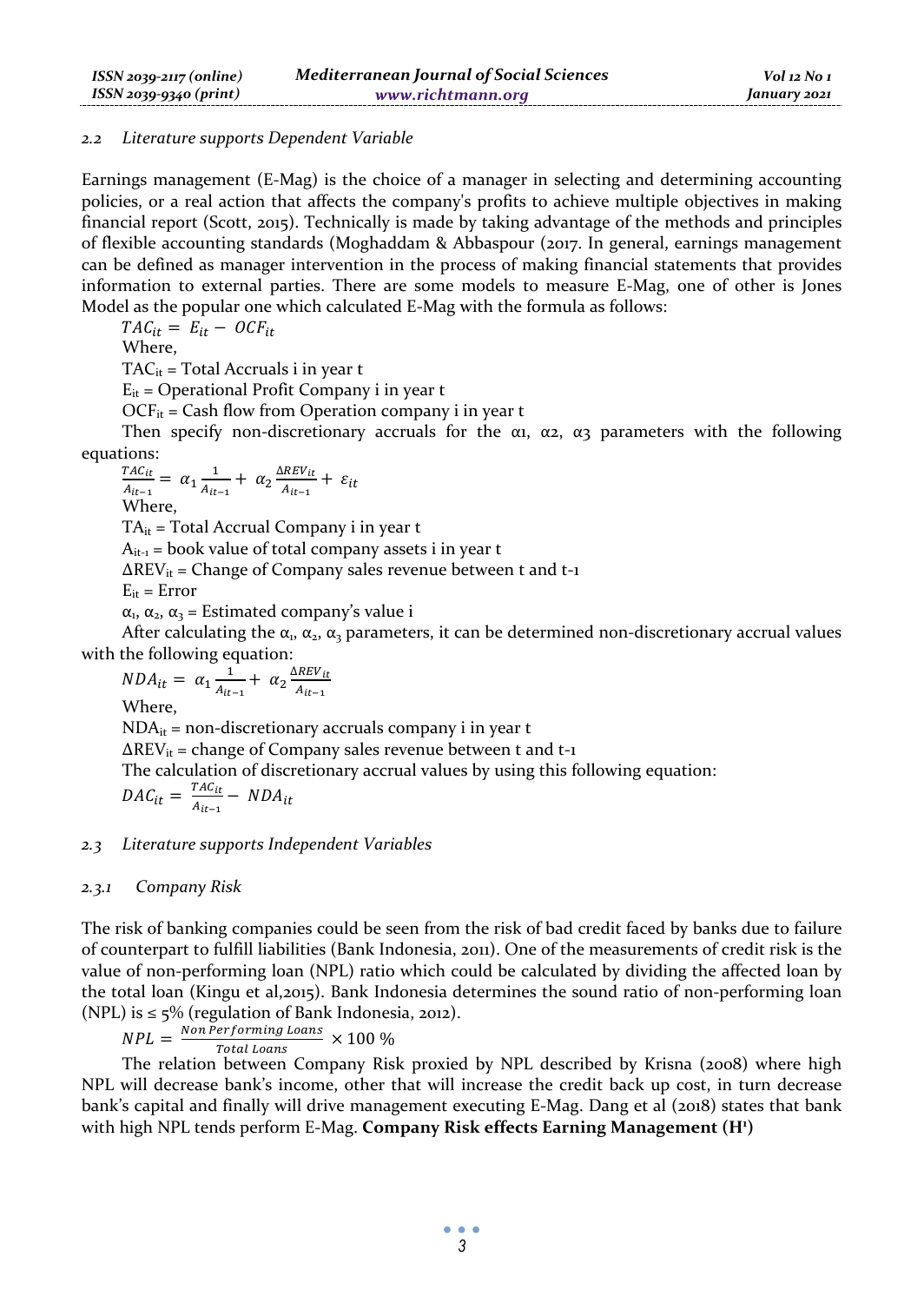### 2.2 Literature supports Dependent Variable

Earnings management (E-Mag) is the choice of a manager in selecting and determining accounting policies, or a real action that affects the company's profits to achieve multiple objectives in making financial report (Scott, 2015). Technically is made by taking advantage of the methods and principles of flexible accounting standards (Moghaddam & Abbaspour (2017. In general, earnings management can be defined as manager intervention in the process of making financial statements that provides information to external parties. There are some models to measure E-Mag, one of other is Jones Model as the popular one which calculated E-Mag with the formula as follows:

$$TAC_{it} = E_{it} - OCF_{it}$$

Where,

$TAC_{it}$ = Total Accruals i in year t

$E_{it}$ = Operational Profit Company i in year t

$OCF_{it}$ = Cash flow from Operation company i in year t

Then specify non-discretionary accruals for the α1, α2, α3 parameters with the following equations:

$$\frac{TAC_{it}}{A_{it-1}} = \alpha_1 \frac{1}{A_{it-1}} + \alpha_2 \frac{\Delta REV_{it}}{A_{it-1}} + \varepsilon_{it}$$

Where,

$TA_{it}$ = Total Accrual Company i in year t

$A_{it-1}$ = book value of total company assets i in year t

$\Delta REV_{it}$ = Change of Company sales revenue between t and t-1

$E_{it}$ = Error

$\alpha_1$, $\alpha_2$, $\alpha_3$ = Estimated company's value i

After calculating the $\alpha_1$, $\alpha_2$, $\alpha_3$ parameters, it can be determined non-discretionary accrual values with the following equation:

$$NDA_{it} = \alpha_1 \frac{1}{A_{it-1}} + \alpha_2 \frac{\Delta REV_{it}}{A_{it-1}}$$

Where,

$NDA_{it}$ = non-discretionary accruals company i in year t

$\Delta REV_{it}$ = change of Company sales revenue between t and t-1

The calculation of discretionary accrual values by using this following equation:

$$DAC_{it} = \frac{TAC_{it}}{A_{it-1}} - NDA_{it}$$

### 2.3 Literature supports Independent Variables

#### 2.3.1 Company Risk

The risk of banking companies could be seen from the risk of bad credit faced by banks due to failure of counterpart to fulfill liabilities (Bank Indonesia, 2011). One of the measurements of credit risk is the value of non-performing loan (NPL) ratio which could be calculated by dividing the affected loan by the total loan (Kingu et al,2015). Bank Indonesia determines the sound ratio of non-performing loan (NPL) is ≤ 5% (regulation of Bank Indonesia, 2012).

$$NPL = \frac{Non\,Performing\,Loans}{Total\,Loans} \times 100\,\%$$

The relation between Company Risk proxied by NPL described by Krisna (2008) where high NPL will decrease bank's income, other that will increase the credit back up cost, in turn decrease bank's capital and finally will drive management executing E-Mag. Dang et al (2018) states that bank with high NPL tends perform E-Mag. **Company Risk effects Earning Management ($H^1$)**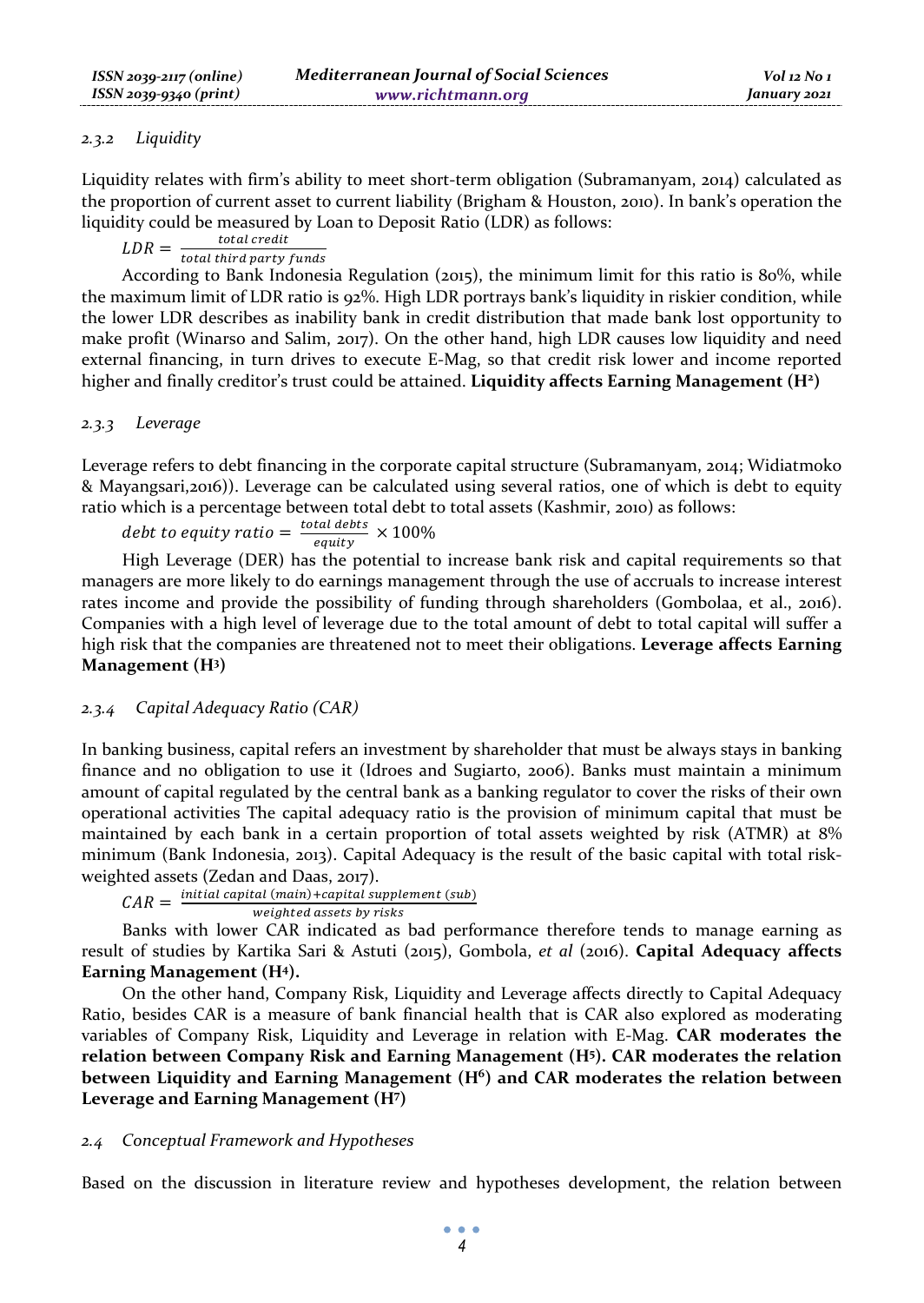### 2.3.2 Liquidity

Liquidity relates with firm's ability to meet short-term obligation (Subramanyam, 2014) calculated as the proportion of current asset to current liability (Brigham & Houston, 2010). In bank's operation the liquidity could be measured by Loan to Deposit Ratio (LDR) as follows:

$$LDR = \frac{total\ credit}{total\ third\ party\ funds}$$

According to Bank Indonesia Regulation (2015), the minimum limit for this ratio is 80%, while the maximum limit of LDR ratio is 92%. High LDR portrays bank's liquidity in riskier condition, while the lower LDR describes as inability bank in credit distribution that made bank lost opportunity to make profit (Winarso and Salim, 2017). On the other hand, high LDR causes low liquidity and need external financing, in turn drives to execute E-Mag, so that credit risk lower and income reported higher and finally creditor's trust could be attained. **Liquidity affects Earning Management (H[2])**

### 2.3.3 Leverage

Leverage refers to debt financing in the corporate capital structure (Subramanyam, 2014; Widiatmoko & Mayangsari,2016)). Leverage can be calculated using several ratios, one of which is debt to equity ratio which is a percentage between total debt to total assets (Kashmir, 2010) as follows:

$$debt\ to\ equity\ ratio = \frac{total\ debts}{equity} \times 100\%$$

High Leverage (DER) has the potential to increase bank risk and capital requirements so that managers are more likely to do earnings management through the use of accruals to increase interest rates income and provide the possibility of funding through shareholders (Gombolaa, et al., 2016). Companies with a high level of leverage due to the total amount of debt to total capital will suffer a high risk that the companies are threatened not to meet their obligations. **Leverage affects Earning Management (H[3])**

### 2.3.4 Capital Adequacy Ratio (CAR)

In banking business, capital refers an investment by shareholder that must be always stays in banking finance and no obligation to use it (Idroes and Sugiarto, 2006). Banks must maintain a minimum amount of capital regulated by the central bank as a banking regulator to cover the risks of their own operational activities The capital adequacy ratio is the provision of minimum capital that must be maintained by each bank in a certain proportion of total assets weighted by risk (ATMR) at 8% minimum (Bank Indonesia, 2013). Capital Adequacy is the result of the basic capital with total risk-weighted assets (Zedan and Daas, 2017).

$$CAR = \frac{initial\ capital\ (main) + capital\ supplement\ (sub)}{weighted\ assets\ by\ risks}$$

Banks with lower CAR indicated as bad performance therefore tends to manage earning as result of studies by Kartika Sari & Astuti (2015), Gombola, *et al* (2016). **Capital Adequacy affects Earning Management (H[4]).**

On the other hand, Company Risk, Liquidity and Leverage affects directly to Capital Adequacy Ratio, besides CAR is a measure of bank financial health that is CAR also explored as moderating variables of Company Risk, Liquidity and Leverage in relation with E-Mag. **CAR moderates the relation between Company Risk and Earning Management (H[5]). CAR moderates the relation between Liquidity and Earning Management (H[6]) and CAR moderates the relation between Leverage and Earning Management (H[7])**

## 2.4 Conceptual Framework and Hypotheses

Based on the discussion in literature review and hypotheses development, the relation between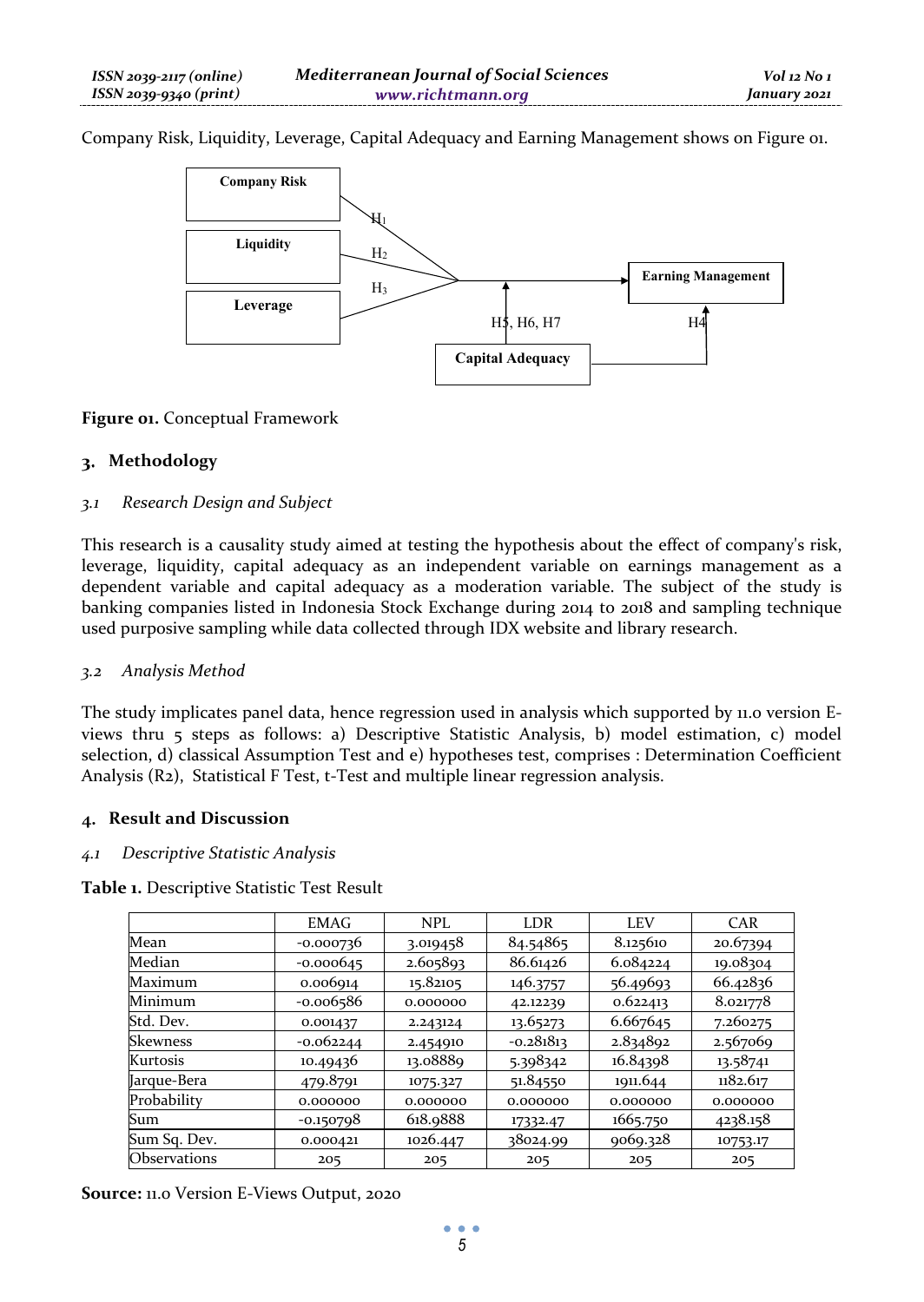Company Risk, Liquidity, Leverage, Capital Adequacy and Earning Management shows on Figure 01.

**Figure 01.** Conceptual Framework

## 3. Methodology

### *3.1 Research Design and Subject*

This research is a causality study aimed at testing the hypothesis about the effect of company's risk, leverage, liquidity, capital adequacy as an independent variable on earnings management as a dependent variable and capital adequacy as a moderation variable. The subject of the study is banking companies listed in Indonesia Stock Exchange during 2014 to 2018 and sampling technique used purposive sampling while data collected through IDX website and library research.

### *3.2 Analysis Method*

The study implicates panel data, hence regression used in analysis which supported by 11.0 version E-views thru 5 steps as follows: a) Descriptive Statistic Analysis, b) model estimation, c) model selection, d) classical Assumption Test and e) hypotheses test, comprises : Determination Coefficient Analysis (R2), Statistical F Test, t-Test and multiple linear regression analysis.

## 4. Result and Discussion

### *4.1 Descriptive Statistic Analysis*

**Table 1.** Descriptive Statistic Test Result

| | EMAG | NPL | LDR | LEV | CAR |
|---|---|---|---|---|---|
| Mean | -0.000736 | 3.019458 | 84.54865 | 8.125610 | 20.67394 |
| Median | -0.000645 | 2.605893 | 86.61426 | 6.084224 | 19.08304 |
| Maximum | 0.006914 | 15.82105 | 146.3757 | 56.49693 | 66.42836 |
| Minimum | -0.006586 | 0.000000 | 42.12239 | 0.622413 | 8.021778 |
| Std. Dev. | 0.001437 | 2.243124 | 13.65273 | 6.667645 | 7.260275 |
| Skewness | -0.062244 | 2.454910 | -0.281813 | 2.834892 | 2.567069 |
| Kurtosis | 10.49436 | 13.08889 | 5.398342 | 16.84398 | 13.58741 |
| Jarque-Bera | 479.8791 | 1075.327 | 51.84550 | 1911.644 | 1182.617 |
| Probability | 0.000000 | 0.000000 | 0.000000 | 0.000000 | 0.000000 |
| Sum | -0.150798 | 618.9888 | 17332.47 | 1665.750 | 4238.158 |
| Sum Sq. Dev. | 0.000421 | 1026.447 | 38024.99 | 9069.328 | 10753.17 |
| Observations | 205 | 205 | 205 | 205 | 205 |

**Source:** 11.0 Version E-Views Output, 2020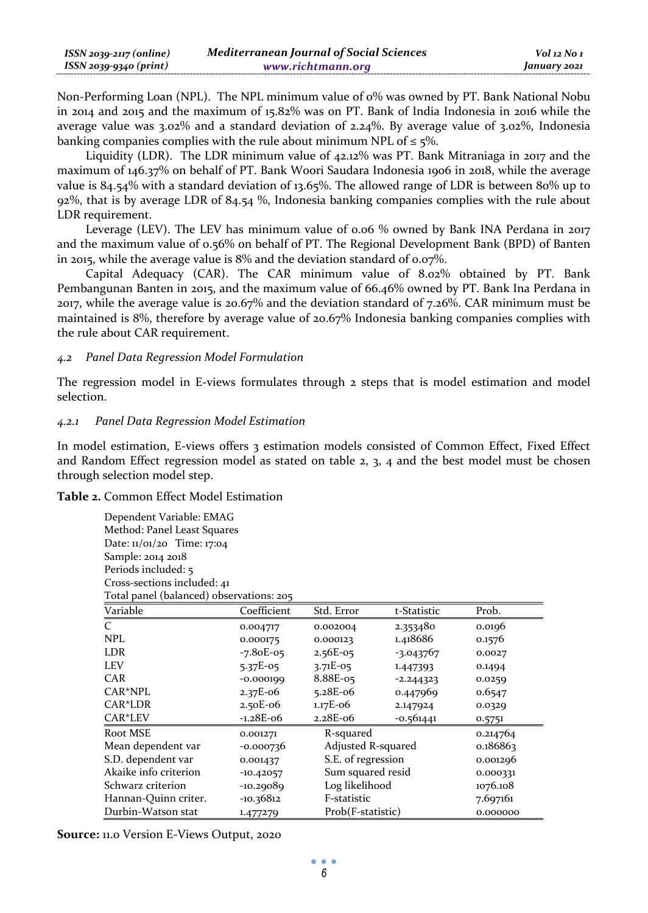Non-Performing Loan (NPL). The NPL minimum value of 0% was owned by PT. Bank National Nobu in 2014 and 2015 and the maximum of 15.82% was on PT. Bank of India Indonesia in 2016 while the average value was 3.02% and a standard deviation of 2.24%. By average value of 3.02%, Indonesia banking companies complies with the rule about minimum NPL of ≤ 5%.

Liquidity (LDR). The LDR minimum value of 42.12% was PT. Bank Mitraniaga in 2017 and the maximum of 146.37% on behalf of PT. Bank Woori Saudara Indonesia 1906 in 2018, while the average value is 84.54% with a standard deviation of 13.65%. The allowed range of LDR is between 80% up to 92%, that is by average LDR of 84.54 %, Indonesia banking companies complies with the rule about LDR requirement.

Leverage (LEV). The LEV has minimum value of 0.06 % owned by Bank INA Perdana in 2017 and the maximum value of 0.56% on behalf of PT. The Regional Development Bank (BPD) of Banten in 2015, while the average value is 8% and the deviation standard of 0.07%.

Capital Adequacy (CAR). The CAR minimum value of 8.02% obtained by PT. Bank Pembangunan Banten in 2015, and the maximum value of 66.46% owned by PT. Bank Ina Perdana in 2017, while the average value is 20.67% and the deviation standard of 7.26%. CAR minimum must be maintained is 8%, therefore by average value of 20.67% Indonesia banking companies complies with the rule about CAR requirement.

### *4.2 Panel Data Regression Model Formulation*

The regression model in E-views formulates through 2 steps that is model estimation and model selection.

#### *4.2.1 Panel Data Regression Model Estimation*

In model estimation, E-views offers 3 estimation models consisted of Common Effect, Fixed Effect and Random Effect regression model as stated on table 2, 3, 4 and the best model must be chosen through selection model step.

**Table 2.** Common Effect Model Estimation

Dependent Variable: EMAG
Method: Panel Least Squares
Date: 11/01/20 Time: 17:04
Sample: 2014 2018
Periods included: 5
Cross-sections included: 41
Total panel (balanced) observations: 205

| Variable | Coefficient | Std. Error | t-Statistic | Prob. |
|---|---|---|---|---|
| C | 0.004717 | 0.002004 | 2.353480 | 0.0196 |
| NPL | 0.000175 | 0.000123 | 1.418686 | 0.1576 |
| LDR | -7.80E-05 | 2.56E-05 | -3.043767 | 0.0027 |
| LEV | 5.37E-05 | 3.71E-05 | 1.447393 | 0.1494 |
| CAR | -0.000199 | 8.88E-05 | -2.244323 | 0.0259 |
| CAR*NPL | 2.37E-06 | 5.28E-06 | 0.447969 | 0.6547 |
| CAR*LDR | 2.50E-06 | 1.17E-06 | 2.147924 | 0.0329 |
| CAR*LEV | -1.28E-06 | 2.28E-06 | -0.561441 | 0.5751 |
| Root MSE | 0.001271 | R-squared | | 0.214764 |
| Mean dependent var | -0.000736 | Adjusted R-squared | | 0.186863 |
| S.D. dependent var | 0.001437 | S.E. of regression | | 0.001296 |
| Akaike info criterion | -10.42057 | Sum squared resid | | 0.000331 |
| Schwarz criterion | -10.29089 | Log likelihood | | 1076.108 |
| Hannan-Quinn criter. | -10.36812 | F-statistic | | 7.697161 |
| Durbin-Watson stat | 1.477279 | Prob(F-statistic) | | 0.000000 |

**Source:** 11.0 Version E-Views Output, 2020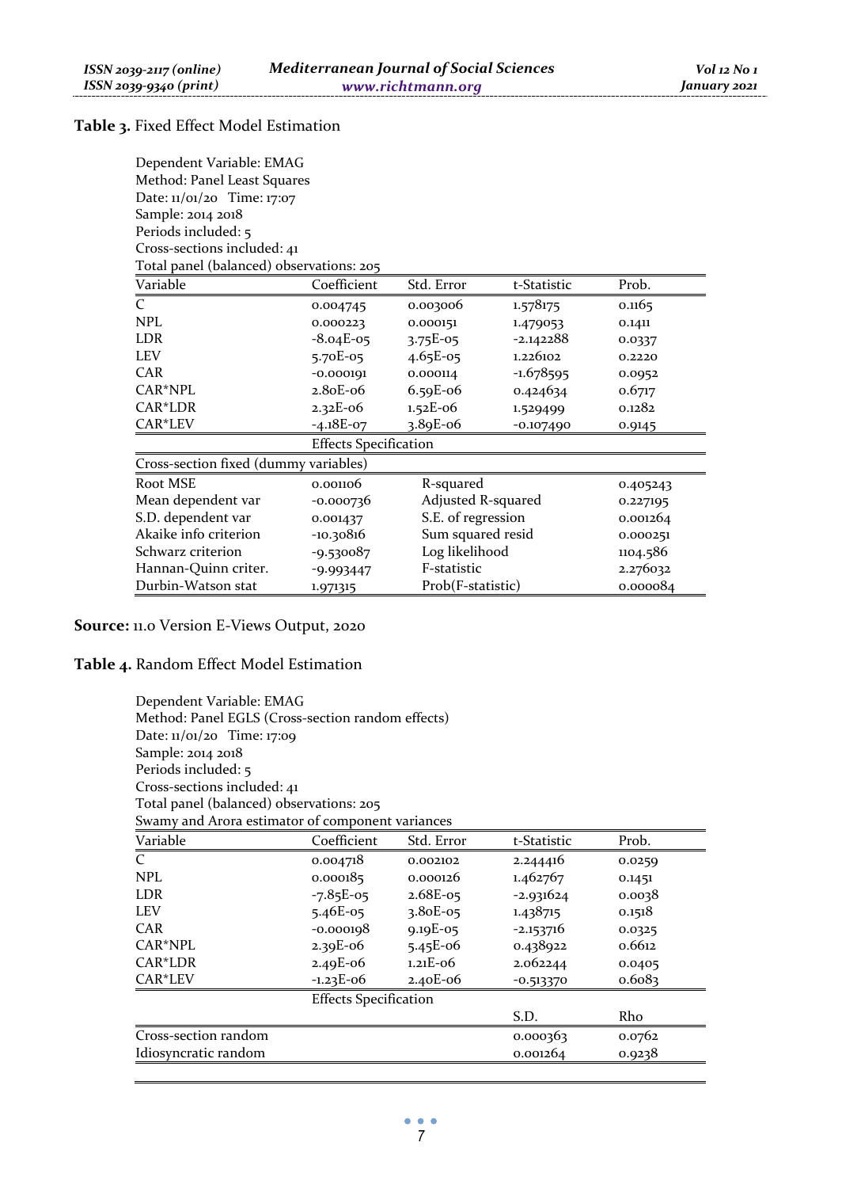**Table 3.** Fixed Effect Model Estimation

Dependent Variable: EMAG
Method: Panel Least Squares
Date: 11/01/20 Time: 17:07
Sample: 2014 2018
Periods included: 5
Cross-sections included: 41
Total panel (balanced) observations: 205

| Variable | Coefficient | Std. Error | t-Statistic | Prob. |
|---|---|---|---|---|
| C | 0.004745 | 0.003006 | 1.578175 | 0.1165 |
| NPL | 0.000223 | 0.000151 | 1.479053 | 0.1411 |
| LDR | -8.04E-05 | 3.75E-05 | -2.142288 | 0.0337 |
| LEV | 5.70E-05 | 4.65E-05 | 1.226102 | 0.2220 |
| CAR | -0.000191 | 0.000114 | -1.678595 | 0.0952 |
| CAR*NPL | 2.80E-06 | 6.59E-06 | 0.424634 | 0.6717 |
| CAR*LDR | 2.32E-06 | 1.52E-06 | 1.529499 | 0.1282 |
| CAR*LEV | -4.18E-07 | 3.89E-06 | -0.107490 | 0.9145 |
| | Effects Specification | | | |
| Cross-section fixed (dummy variables) | | | | |
| Root MSE | 0.001106 | R-squared | | 0.405243 |
| Mean dependent var | -0.000736 | Adjusted R-squared | | 0.227195 |
| S.D. dependent var | 0.001437 | S.E. of regression | | 0.001264 |
| Akaike info criterion | -10.30816 | Sum squared resid | | 0.000251 |
| Schwarz criterion | -9.530087 | Log likelihood | | 1104.586 |
| Hannan-Quinn criter. | -9.993447 | F-statistic | | 2.276032 |
| Durbin-Watson stat | 1.971315 | Prob(F-statistic) | | 0.000084 |

**Source:** 11.0 Version E-Views Output, 2020

**Table 4.** Random Effect Model Estimation

Dependent Variable: EMAG
Method: Panel EGLS (Cross-section random effects)
Date: 11/01/20 Time: 17:09
Sample: 2014 2018
Periods included: 5
Cross-sections included: 41
Total panel (balanced) observations: 205
Swamy and Arora estimator of component variances

| Variable | Coefficient | Std. Error | t-Statistic | Prob. |
|---|---|---|---|---|
| C | 0.004718 | 0.002102 | 2.244416 | 0.0259 |
| NPL | 0.000185 | 0.000126 | 1.462767 | 0.1451 |
| LDR | -7.85E-05 | 2.68E-05 | -2.931624 | 0.0038 |
| LEV | 5.46E-05 | 3.80E-05 | 1.438715 | 0.1518 |
| CAR | -0.000198 | 9.19E-05 | -2.153716 | 0.0325 |
| CAR*NPL | 2.39E-06 | 5.45E-06 | 0.438922 | 0.6612 |
| CAR*LDR | 2.49E-06 | 1.21E-06 | 2.062244 | 0.0405 |
| CAR*LEV | -1.23E-06 | 2.40E-06 | -0.513370 | 0.6083 |
| | Effects Specification | | | |
| | | | S.D. | Rho |
| Cross-section random | | | 0.000363 | 0.0762 |
| Idiosyncratic random | | | 0.001264 | 0.9238 |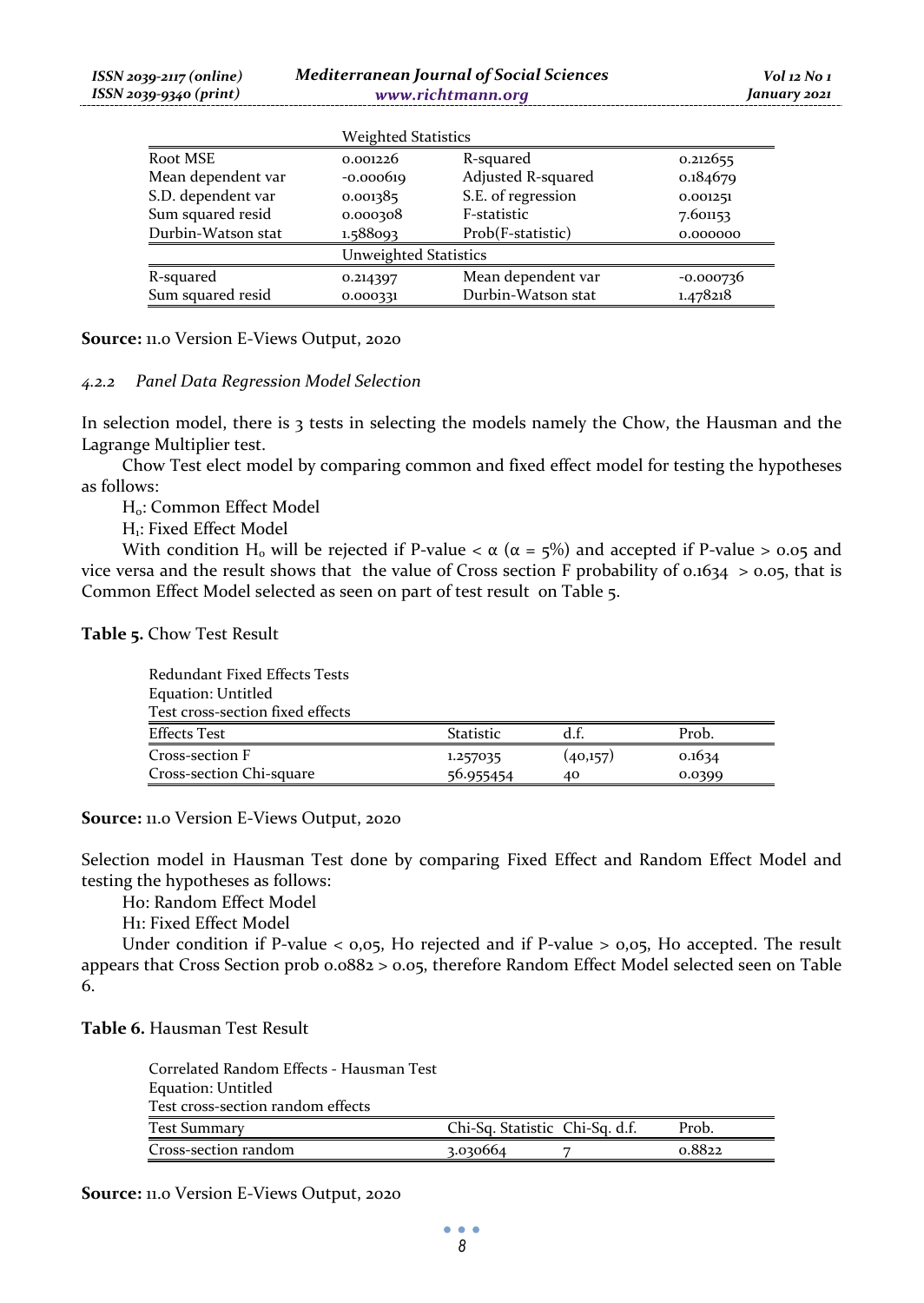| | Weighted Statistics | | |
|---|---|---|---|
| Root MSE | 0.001226 | R-squared | 0.212655 |
| Mean dependent var | -0.000619 | Adjusted R-squared | 0.184679 |
| S.D. dependent var | 0.001385 | S.E. of regression | 0.001251 |
| Sum squared resid | 0.000308 | F-statistic | 7.601153 |
| Durbin-Watson stat | 1.588093 | Prob(F-statistic) | 0.000000 |
| | Unweighted Statistics | | |
| R-squared | 0.214397 | Mean dependent var | -0.000736 |
| Sum squared resid | 0.000331 | Durbin-Watson stat | 1.478218 |

**Source:** 11.0 Version E-Views Output, 2020

### *4.2.2 Panel Data Regression Model Selection*

In selection model, there is 3 tests in selecting the models namely the Chow, the Hausman and the Lagrange Multiplier test.

Chow Test elect model by comparing common and fixed effect model for testing the hypotheses as follows:

$H_o$: Common Effect Model

$H_1$: Fixed Effect Model

With condition $H_o$ will be rejected if P-value < $\alpha$ ($\alpha$ = 5%) and accepted if P-value > 0.05 and vice versa and the result shows that the value of Cross section F probability of 0.1634 > 0.05, that is Common Effect Model selected as seen on part of test result on Table 5.

**Table 5.** Chow Test Result

Redundant Fixed Effects Tests
Equation: Untitled
Test cross-section fixed effects

| Effects Test | Statistic | d.f. | Prob. |
|---|---|---|---|
| Cross-section F | 1.257035 | (40,157) | 0.1634 |
| Cross-section Chi-square | 56.955454 | 40 | 0.0399 |

**Source:** 11.0 Version E-Views Output, 2020

Selection model in Hausman Test done by comparing Fixed Effect and Random Effect Model and testing the hypotheses as follows:

Ho: Random Effect Model

H1: Fixed Effect Model

Under condition if P-value < 0,05, Ho rejected and if P-value > 0,05, Ho accepted. The result appears that Cross Section prob 0.0882 > 0.05, therefore Random Effect Model selected seen on Table 6.

**Table 6.** Hausman Test Result

Correlated Random Effects - Hausman Test
Equation: Untitled
Test cross-section random effects

| Test Summary | Chi-Sq. Statistic | Chi-Sq. d.f. | Prob. |
|---|---|---|---|
| Cross-section random | 3.030664 | 7 | 0.8822 |

**Source:** 11.0 Version E-Views Output, 2020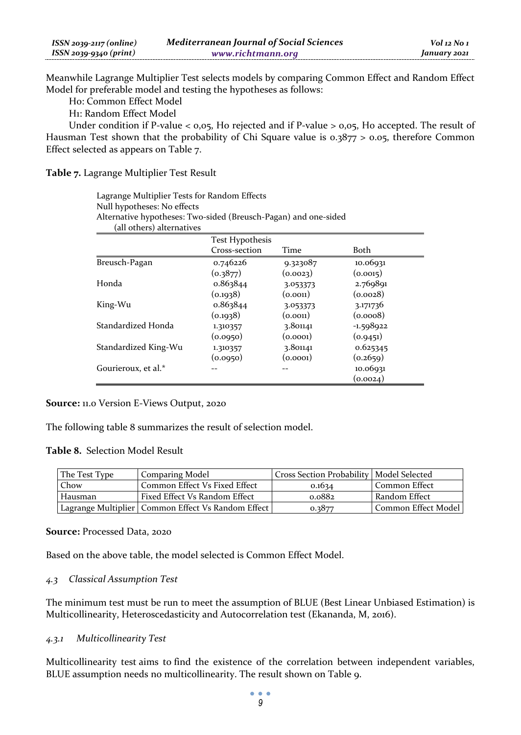Meanwhile Lagrange Multiplier Test selects models by comparing Common Effect and Random Effect Model for preferable model and testing the hypotheses as follows:

Ho: Common Effect Model

H1: Random Effect Model

Under condition if P-value < 0,05, Ho rejected and if P-value > 0,05, Ho accepted. The result of Hausman Test shown that the probability of Chi Square value is 0.3877 > 0.05, therefore Common Effect selected as appears on Table 7.

**Table 7.** Lagrange Multiplier Test Result

Lagrange Multiplier Tests for Random Effects
Null hypotheses: No effects
Alternative hypotheses: Two-sided (Breusch-Pagan) and one-sided
(all others) alternatives

| | Test Hypothesis | | |
|---|---|---|---|
| | Cross-section | Time | Both |
| Breusch-Pagan | 0.746226 | 9.323087 | 10.06931 |
| | (0.3877) | (0.0023) | (0.0015) |
| Honda | 0.863844 | 3.053373 | 2.769891 |
| | (0.1938) | (0.0011) | (0.0028) |
| King-Wu | 0.863844 | 3.053373 | 3.171736 |
| | (0.1938) | (0.0011) | (0.0008) |
| Standardized Honda | 1.310357 | 3.801141 | -1.598922 |
| | (0.0950) | (0.0001) | (0.9451) |
| Standardized King-Wu | 1.310357 | 3.801141 | 0.625345 |
| | (0.0950) | (0.0001) | (0.2659) |
| Gourieroux, et al.* | -- | -- | 10.06931 |
| | | | (0.0024) |

**Source:** 11.0 Version E-Views Output, 2020

The following table 8 summarizes the result of selection model.

**Table 8.** Selection Model Result

| The Test Type | Comparing Model | Cross Section Probability | Model Selected |
|---|---|---|---|
| Chow | Common Effect Vs Fixed Effect | 0.1634 | Common Effect |
| Hausman | Fixed Effect Vs Random Effect | 0.0882 | Random Effect |
| Lagrange Multiplier | Common Effect Vs Random Effect | 0.3877 | Common Effect Model |

**Source:** Processed Data, 2020

Based on the above table, the model selected is Common Effect Model.

### *4.3 Classical Assumption Test*

The minimum test must be run to meet the assumption of BLUE (Best Linear Unbiased Estimation) is Multicollinearity, Heteroscedasticity and Autocorrelation test (Ekananda, M, 2016).

#### *4.3.1 Multicollinearity Test*

Multicollinearity test aims to find the existence of the correlation between independent variables, BLUE assumption needs no multicollinearity. The result shown on Table 9.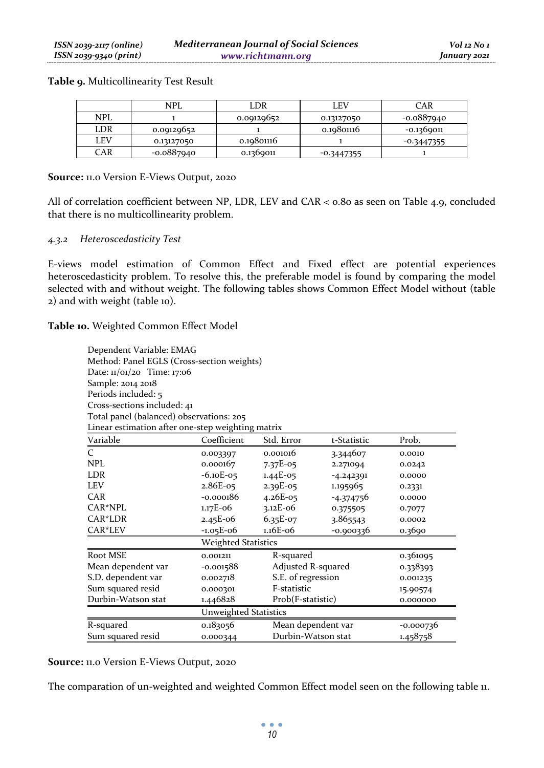**Table 9.** Multicollinearity Test Result

| | NPL | LDR | LEV | CAR |
|---|---|---|---|---|
| NPL | 1 | 0.09129652 | 0.13127050 | -0.0887940 |
| LDR | 0.09129652 | 1 | 0.19801116 | -0.1369011 |
| LEV | 0.13127050 | 0.19801116 | 1 | -0.3447355 |
| CAR | -0.0887940 | 0.1369011 | -0.3447355 | 1 |

**Source:** 11.0 Version E-Views Output, 2020

All of correlation coefficient between NP, LDR, LEV and CAR < 0.80 as seen on Table 4.9, concluded that there is no multicollinearity problem.

#### *4.3.2 Heteroscedasticity Test*

E-views model estimation of Common Effect and Fixed effect are potential experiences heteroscedasticity problem. To resolve this, the preferable model is found by comparing the model selected with and without weight. The following tables shows Common Effect Model without (table 2) and with weight (table 10).

**Table 10.** Weighted Common Effect Model

Dependent Variable: EMAG
Method: Panel EGLS (Cross-section weights)
Date: 11/01/20 Time: 17:06
Sample: 2014 2018
Periods included: 5
Cross-sections included: 41
Total panel (balanced) observations: 205
Linear estimation after one-step weighting matrix

| Variable | Coefficient | Std. Error | t-Statistic | Prob. |
|---|---|---|---|---|
| C | 0.003397 | 0.001016 | 3.344607 | 0.0010 |
| NPL | 0.000167 | 7.37E-05 | 2.271094 | 0.0242 |
| LDR | -6.10E-05 | 1.44E-05 | -4.242391 | 0.0000 |
| LEV | 2.86E-05 | 2.39E-05 | 1.195965 | 0.2331 |
| CAR | -0.000186 | 4.26E-05 | -4.374756 | 0.0000 |
| CAR*NPL | 1.17E-06 | 3.12E-06 | 0.375505 | 0.7077 |
| CAR*LDR | 2.45E-06 | 6.35E-07 | 3.865543 | 0.0002 |
| CAR*LEV | -1.05E-06 | 1.16E-06 | -0.900336 | 0.3690 |
| | Weighted Statistics | | | |
| Root MSE | 0.001211 | R-squared | | 0.361095 |
| Mean dependent var | -0.001588 | Adjusted R-squared | | 0.338393 |
| S.D. dependent var | 0.002718 | S.E. of regression | | 0.001235 |
| Sum squared resid | 0.000301 | F-statistic | | 15.90574 |
| Durbin-Watson stat | 1.446828 | Prob(F-statistic) | | 0.000000 |
| | Unweighted Statistics | | | |
| R-squared | 0.183056 | Mean dependent var | | -0.000736 |
| Sum squared resid | 0.000344 | Durbin-Watson stat | | 1.458758 |

**Source:** 11.0 Version E-Views Output, 2020

The comparation of un-weighted and weighted Common Effect model seen on the following table 11.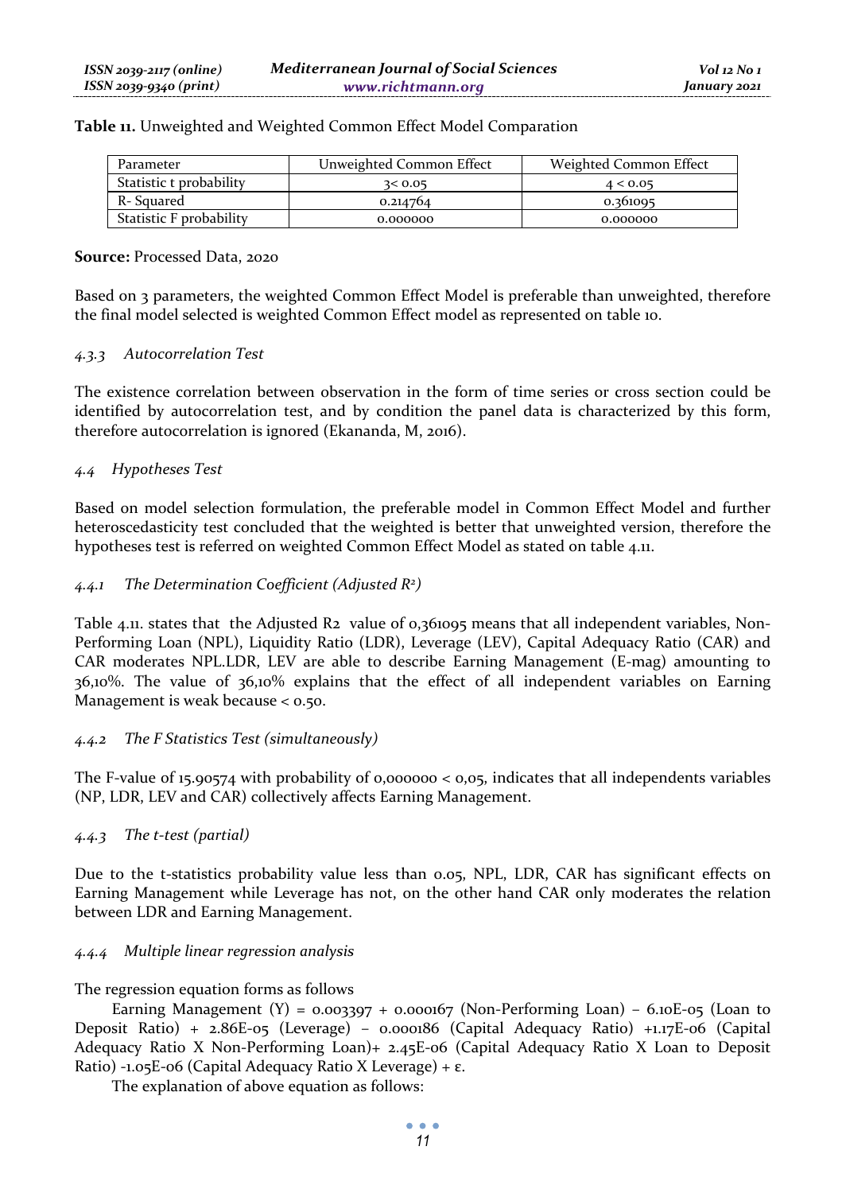**Table 11.** Unweighted and Weighted Common Effect Model Comparation

| Parameter | Unweighted Common Effect | Weighted Common Effect |
| --- | --- | --- |
| Statistic t probability | 3< 0.05 | 4 < 0.05 |
| R- Squared | 0.214764 | 0.361095 |
| Statistic F probability | 0.000000 | 0.000000 |

**Source:** Processed Data, 2020

Based on 3 parameters, the weighted Common Effect Model is preferable than unweighted, therefore the final model selected is weighted Common Effect model as represented on table 10.

#### *4.3.3 Autocorrelation Test*

The existence correlation between observation in the form of time series or cross section could be identified by autocorrelation test, and by condition the panel data is characterized by this form, therefore autocorrelation is ignored (Ekananda, M, 2016).

### *4.4 Hypotheses Test*

Based on model selection formulation, the preferable model in Common Effect Model and further heteroscedasticity test concluded that the weighted is better that unweighted version, therefore the hypotheses test is referred on weighted Common Effect Model as stated on table 4.11.

#### *4.4.1 The Determination Coefficient (Adjusted $R^2$)*

Table 4.11. states that the Adjusted R2 value of 0,361095 means that all independent variables, Non-Performing Loan (NPL), Liquidity Ratio (LDR), Leverage (LEV), Capital Adequacy Ratio (CAR) and CAR moderates NPL.LDR, LEV are able to describe Earning Management (E-mag) amounting to 36,10%. The value of 36,10% explains that the effect of all independent variables on Earning Management is weak because < 0.50.

#### *4.4.2 The F Statistics Test (simultaneously)*

The F-value of 15.90574 with probability of 0,000000 < 0,05, indicates that all independents variables (NP, LDR, LEV and CAR) collectively affects Earning Management.

#### *4.4.3 The t-test (partial)*

Due to the t-statistics probability value less than 0.05, NPL, LDR, CAR has significant effects on Earning Management while Leverage has not, on the other hand CAR only moderates the relation between LDR and Earning Management.

#### *4.4.4 Multiple linear regression analysis*

The regression equation forms as follows

Earning Management (Y) = 0.003397 + 0.000167 (Non-Performing Loan) – 6.10E-05 (Loan to Deposit Ratio) + 2.86E-05 (Leverage) – 0.000186 (Capital Adequacy Ratio) +1.17E-06 (Capital Adequacy Ratio X Non-Performing Loan)+ 2.45E-06 (Capital Adequacy Ratio X Loan to Deposit Ratio) -1.05E-06 (Capital Adequacy Ratio X Leverage) + ε.

The explanation of above equation as follows: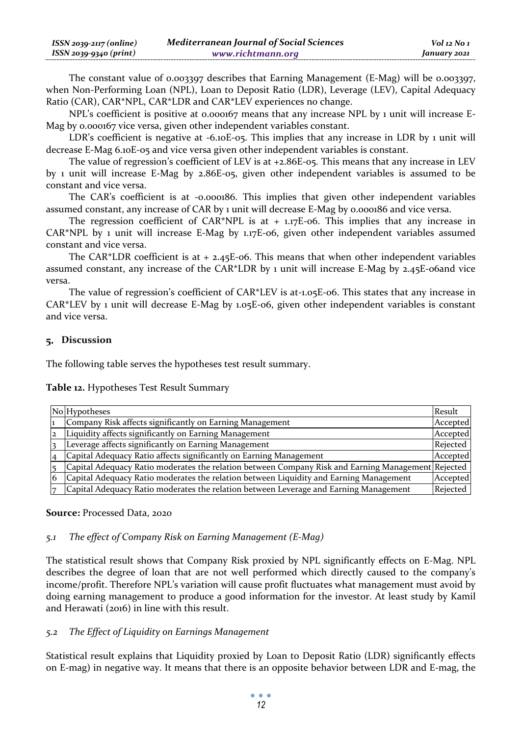The constant value of 0.003397 describes that Earning Management (E-Mag) will be 0.003397, when Non-Performing Loan (NPL), Loan to Deposit Ratio (LDR), Leverage (LEV), Capital Adequacy Ratio (CAR), CAR*NPL, CAR*LDR and CAR*LEV experiences no change.

NPL's coefficient is positive at 0.000167 means that any increase NPL by 1 unit will increase E-Mag by 0.000167 vice versa, given other independent variables constant.

LDR's coefficient is negative at -6.10E-05. This implies that any increase in LDR by 1 unit will decrease E-Mag 6.10E-05 and vice versa given other independent variables is constant.

The value of regression's coefficient of LEV is at +2.86E-05. This means that any increase in LEV by 1 unit will increase E-Mag by 2.86E-05, given other independent variables is assumed to be constant and vice versa.

The CAR's coefficient is at -0.000186. This implies that given other independent variables assumed constant, any increase of CAR by 1 unit will decrease E-Mag by 0.000186 and vice versa.

The regression coefficient of CAR*NPL is at + 1.17E-06. This implies that any increase in CAR*NPL by 1 unit will increase E-Mag by 1.17E-06, given other independent variables assumed constant and vice versa.

The CAR*LDR coefficient is at + 2.45E-06. This means that when other independent variables assumed constant, any increase of the CAR*LDR by 1 unit will increase E-Mag by 2.45E-06and vice versa.

The value of regression's coefficient of CAR*LEV is at-1.05E-06. This states that any increase in CAR*LEV by 1 unit will decrease E-Mag by 1.05E-06, given other independent variables is constant and vice versa.

## 5. Discussion

The following table serves the hypotheses test result summary.

**Table 12.** Hypotheses Test Result Summary

| No | Hypotheses | Result |
|---|---|---|
| 1 | Company Risk affects significantly on Earning Management | Accepted |
| 2 | Liquidity affects significantly on Earning Management | Accepted |
| 3 | Leverage affects significantly on Earning Management | Rejected |
| 4 | Capital Adequacy Ratio affects significantly on Earning Management | Accepted |
| 5 | Capital Adequacy Ratio moderates the relation between Company Risk and Earning Management | Rejected |
| 6 | Capital Adequacy Ratio moderates the relation between Liquidity and Earning Management | Accepted |
| 7 | Capital Adequacy Ratio moderates the relation between Leverage and Earning Management | Rejected |

**Source:** Processed Data, 2020

### *5.1 The effect of Company Risk on Earning Management (E-Mag)*

The statistical result shows that Company Risk proxied by NPL significantly effects on E-Mag. NPL describes the degree of loan that are not well performed which directly caused to the company's income/profit. Therefore NPL's variation will cause profit fluctuates what management must avoid by doing earning management to produce a good information for the investor. At least study by Kamil and Herawati (2016) in line with this result.

### *5.2 The Effect of Liquidity on Earnings Management*

Statistical result explains that Liquidity proxied by Loan to Deposit Ratio (LDR) significantly effects on E-mag) in negative way. It means that there is an opposite behavior between LDR and E-mag, the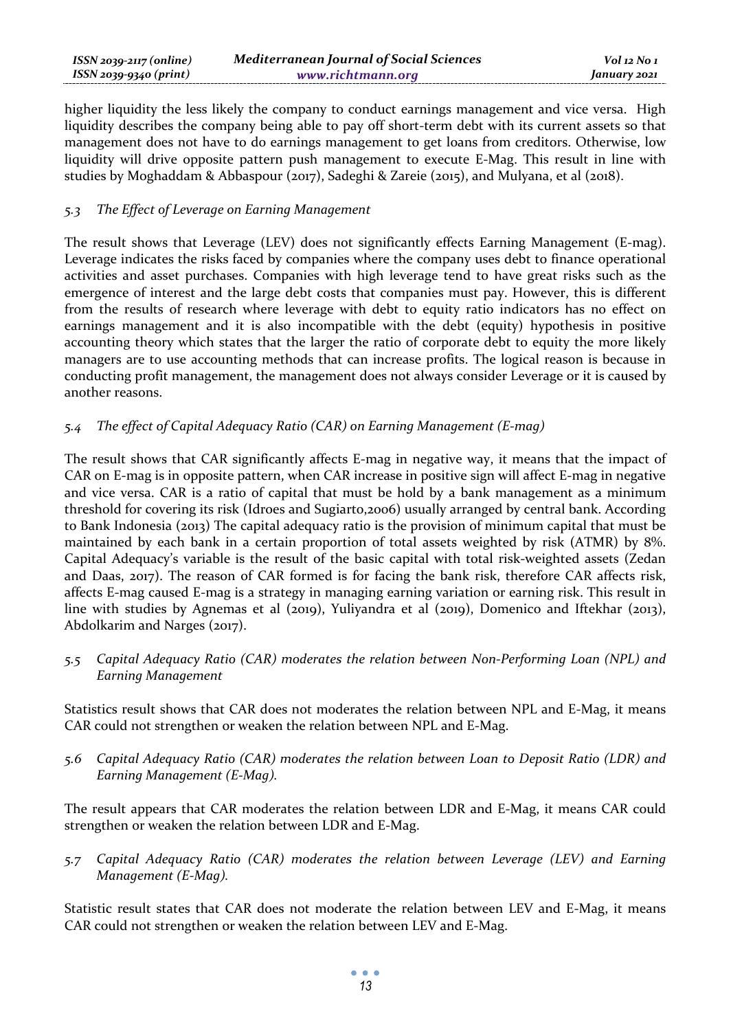higher liquidity the less likely the company to conduct earnings management and vice versa. High liquidity describes the company being able to pay off short-term debt with its current assets so that management does not have to do earnings management to get loans from creditors. Otherwise, low liquidity will drive opposite pattern push management to execute E-Mag. This result in line with studies by Moghaddam & Abbaspour (2017), Sadeghi & Zareie (2015), and Mulyana, et al (2018).

### *5.3 The Effect of Leverage on Earning Management*

The result shows that Leverage (LEV) does not significantly effects Earning Management (E-mag). Leverage indicates the risks faced by companies where the company uses debt to finance operational activities and asset purchases. Companies with high leverage tend to have great risks such as the emergence of interest and the large debt costs that companies must pay. However, this is different from the results of research where leverage with debt to equity ratio indicators has no effect on earnings management and it is also incompatible with the debt (equity) hypothesis in positive accounting theory which states that the larger the ratio of corporate debt to equity the more likely managers are to use accounting methods that can increase profits. The logical reason is because in conducting profit management, the management does not always consider Leverage or it is caused by another reasons.

### *5.4 The effect of Capital Adequacy Ratio (CAR) on Earning Management (E-mag)*

The result shows that CAR significantly affects E-mag in negative way, it means that the impact of CAR on E-mag is in opposite pattern, when CAR increase in positive sign will affect E-mag in negative and vice versa. CAR is a ratio of capital that must be hold by a bank management as a minimum threshold for covering its risk (Idroes and Sugiarto,2006) usually arranged by central bank. According to Bank Indonesia (2013) The capital adequacy ratio is the provision of minimum capital that must be maintained by each bank in a certain proportion of total assets weighted by risk (ATMR) by 8%. Capital Adequacy's variable is the result of the basic capital with total risk-weighted assets (Zedan and Daas, 2017). The reason of CAR formed is for facing the bank risk, therefore CAR affects risk, affects E-mag caused E-mag is a strategy in managing earning variation or earning risk. This result in line with studies by Agnemas et al (2019), Yuliyandra et al (2019), Domenico and Iftekhar (2013), Abdolkarim and Narges (2017).

### *5.5 Capital Adequacy Ratio (CAR) moderates the relation between Non-Performing Loan (NPL) and Earning Management*

Statistics result shows that CAR does not moderates the relation between NPL and E-Mag, it means CAR could not strengthen or weaken the relation between NPL and E-Mag.

### *5.6 Capital Adequacy Ratio (CAR) moderates the relation between Loan to Deposit Ratio (LDR) and Earning Management (E-Mag).*

The result appears that CAR moderates the relation between LDR and E-Mag, it means CAR could strengthen or weaken the relation between LDR and E-Mag.

### *5.7 Capital Adequacy Ratio (CAR) moderates the relation between Leverage (LEV) and Earning Management (E-Mag).*

Statistic result states that CAR does not moderate the relation between LEV and E-Mag, it means CAR could not strengthen or weaken the relation between LEV and E-Mag.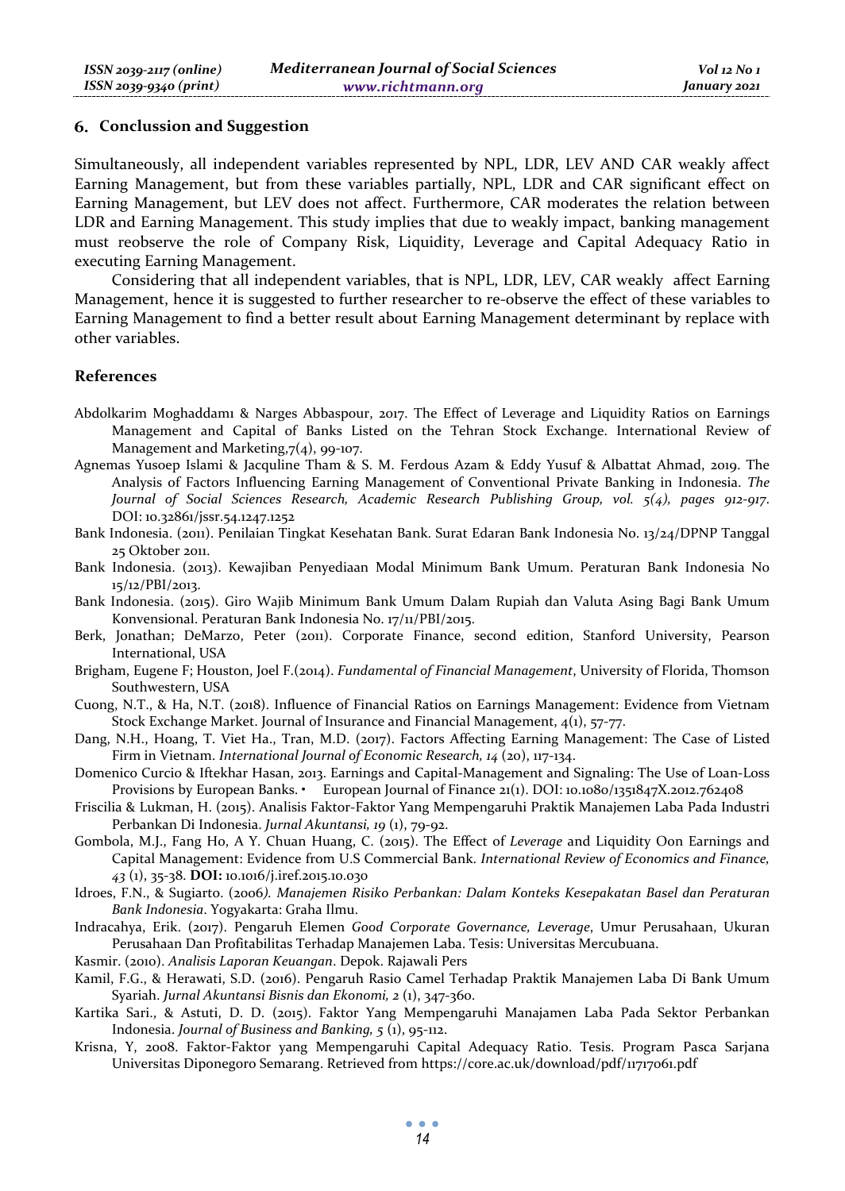## 6. Conclussion and Suggestion

Simultaneously, all independent variables represented by NPL, LDR, LEV AND CAR weakly affect Earning Management, but from these variables partially, NPL, LDR and CAR significant effect on Earning Management, but LEV does not affect. Furthermore, CAR moderates the relation between LDR and Earning Management. This study implies that due to weakly impact, banking management must reobserve the role of Company Risk, Liquidity, Leverage and Capital Adequacy Ratio in executing Earning Management.

Considering that all independent variables, that is NPL, LDR, LEV, CAR weakly affect Earning Management, hence it is suggested to further researcher to re-observe the effect of these variables to Earning Management to find a better result about Earning Management determinant by replace with other variables.

### References

Abdolkarim Moghaddam1 & Narges Abbaspour, 2017. The Effect of Leverage and Liquidity Ratios on Earnings Management and Capital of Banks Listed on the Tehran Stock Exchange. International Review of Management and Marketing,7(4), 99-107.

Agnemas Yusoep Islami & Jacquline Tham & S. M. Ferdous Azam & Eddy Yusuf & Albattat Ahmad, 2019. The Analysis of Factors Influencing Earning Management of Conventional Private Banking in Indonesia. *The Journal of Social Sciences Research, Academic Research Publishing Group, vol. 5(4), pages 912-917.* DOI: 10.32861/jssr.54.1247.1252

Bank Indonesia. (2011). Penilaian Tingkat Kesehatan Bank. Surat Edaran Bank Indonesia No. 13/24/DPNP Tanggal 25 Oktober 2011.

Bank Indonesia. (2013). Kewajiban Penyediaan Modal Minimum Bank Umum. Peraturan Bank Indonesia No 15/12/PBI/2013.

Bank Indonesia. (2015). Giro Wajib Minimum Bank Umum Dalam Rupiah dan Valuta Asing Bagi Bank Umum Konvensional. Peraturan Bank Indonesia No. 17/11/PBI/2015.

Berk, Jonathan; DeMarzo, Peter (2011). Corporate Finance, second edition, Stanford University, Pearson International, USA

Brigham, Eugene F; Houston, Joel F.(2014). *Fundamental of Financial Management*, University of Florida, Thomson Southwestern, USA

Cuong, N.T., & Ha, N.T. (2018). Influence of Financial Ratios on Earnings Management: Evidence from Vietnam Stock Exchange Market. Journal of Insurance and Financial Management, 4(1), 57-77.

Dang, N.H., Hoang, T. Viet Ha., Tran, M.D. (2017). Factors Affecting Earning Management: The Case of Listed Firm in Vietnam. *International Journal of Economic Research, 14* (20), 117-134.

Domenico Curcio & Iftekhar Hasan, 2013. Earnings and Capital-Management and Signaling: The Use of Loan-Loss Provisions by European Banks. • European Journal of Finance 21(1). DOI: 10.1080/1351847X.2012.762408

Friscilia & Lukman, H. (2015). Analisis Faktor-Faktor Yang Mempengaruhi Praktik Manajemen Laba Pada Industri Perbankan Di Indonesia. *Jurnal Akuntansi, 19* (1), 79-92.

Gombola, M.J., Fang Ho, A Y. Chuan Huang, C. (2015). The Effect of *Leverage* and Liquidity Oon Earnings and Capital Management: Evidence from U.S Commercial Bank. *International Review of Economics and Finance, 43* (1), 35-38. **DOI:** 10.1016/j.iref.2015.10.030

Idroes, F.N., & Sugiarto. (2006*). Manajemen Risiko Perbankan: Dalam Konteks Kesepakatan Basel dan Peraturan Bank Indonesia*. Yogyakarta: Graha Ilmu.

Indracahya, Erik. (2017). Pengaruh Elemen *Good Corporate Governance, Leverage*, Umur Perusahaan, Ukuran Perusahaan Dan Profitabilitas Terhadap Manajemen Laba. Tesis: Universitas Mercubuana.

Kasmir. (2010). *Analisis Laporan Keuangan*. Depok. Rajawali Pers

Kamil, F.G., & Herawati, S.D. (2016). Pengaruh Rasio Camel Terhadap Praktik Manajemen Laba Di Bank Umum Syariah. *Jurnal Akuntansi Bisnis dan Ekonomi, 2* (1), 347-360.

Kartika Sari., & Astuti, D. D. (2015). Faktor Yang Mempengaruhi Manajamen Laba Pada Sektor Perbankan Indonesia. *Journal of Business and Banking, 5* (1), 95-112.

Krisna, Y, 2008. Faktor-Faktor yang Mempengaruhi Capital Adequacy Ratio. Tesis. Program Pasca Sarjana Universitas Diponegoro Semarang. Retrieved from https://core.ac.uk/download/pdf/11717061.pdf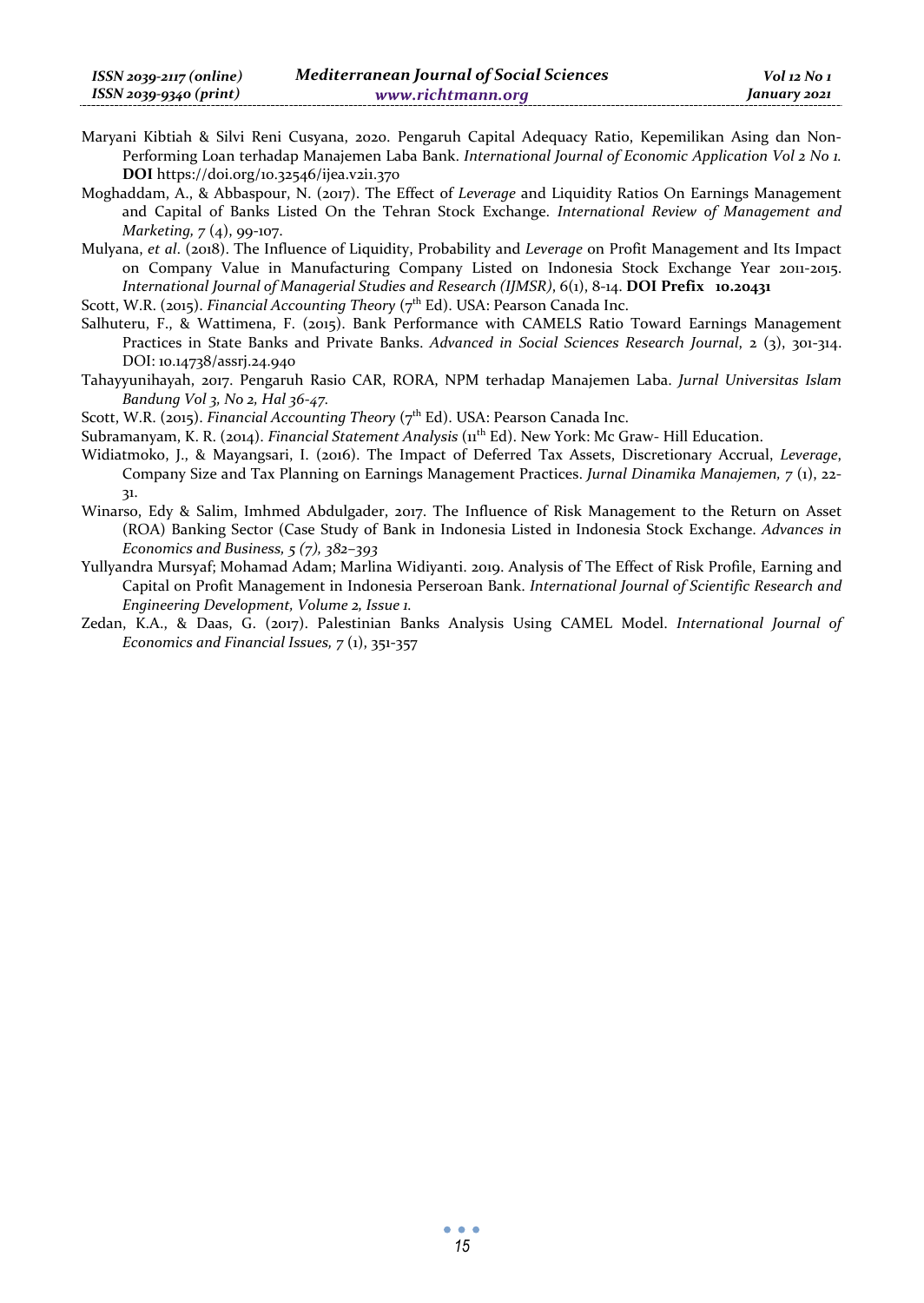Maryani Kibtiah & Silvi Reni Cusyana, 2020. Pengaruh Capital Adequacy Ratio, Kepemilikan Asing dan Non-Performing Loan terhadap Manajemen Laba Bank. *International Journal of Economic Application Vol 2 No 1.* **DOI** https://doi.org/10.32546/ijea.v2i1.370

Moghaddam, A., & Abbaspour, N. (2017). The Effect of *Leverage* and Liquidity Ratios On Earnings Management and Capital of Banks Listed On the Tehran Stock Exchange. *International Review of Management and Marketing, 7* (4), 99-107.

Mulyana, *et al*. (2018). The Influence of Liquidity, Probability and *Leverage* on Profit Management and Its Impact on Company Value in Manufacturing Company Listed on Indonesia Stock Exchange Year 2011-2015. *International Journal of Managerial Studies and Research (IJMSR)*, 6(1), 8-14. **DOI Prefix 10.20431**

Scott, W.R. (2015). *Financial Accounting Theory* (7th Ed). USA: Pearson Canada Inc.

Salhuteru, F., & Wattimena, F. (2015). Bank Performance with CAMELS Ratio Toward Earnings Management Practices in State Banks and Private Banks. *Advanced in Social Sciences Research Journal,* 2 (3), 301-314. DOI: 10.14738/assrj.24.940

Tahayyunihayah, 2017. Pengaruh Rasio CAR, RORA, NPM terhadap Manajemen Laba. *Jurnal Universitas Islam Bandung Vol 3, No 2, Hal 36-47.*

Scott, W.R. (2015). *Financial Accounting Theory* (7th Ed). USA: Pearson Canada Inc.

Subramanyam, K. R. (2014). *Financial Statement Analysis* (11th Ed). New York: Mc Graw- Hill Education.

Widiatmoko, J., & Mayangsari, I. (2016). The Impact of Deferred Tax Assets, Discretionary Accrual, *Leverage*, Company Size and Tax Planning on Earnings Management Practices. *Jurnal Dinamika Manajemen, 7* (1), 22-31.

Winarso, Edy & Salim, Imhmed Abdulgader, 2017. The Influence of Risk Management to the Return on Asset (ROA) Banking Sector (Case Study of Bank in Indonesia Listed in Indonesia Stock Exchange. *Advances in Economics and Business, 5 (7), 382–393*

Yullyandra Mursyaf; Mohamad Adam; Marlina Widiyanti. 2019. Analysis of The Effect of Risk Profile, Earning and Capital on Profit Management in Indonesia Perseroan Bank. *International Journal of Scientific Research and Engineering Development, Volume 2, Issue 1.*

Zedan, K.A., & Daas, G. (2017). Palestinian Banks Analysis Using CAMEL Model. *International Journal of Economics and Financial Issues, 7* (1), 351-357